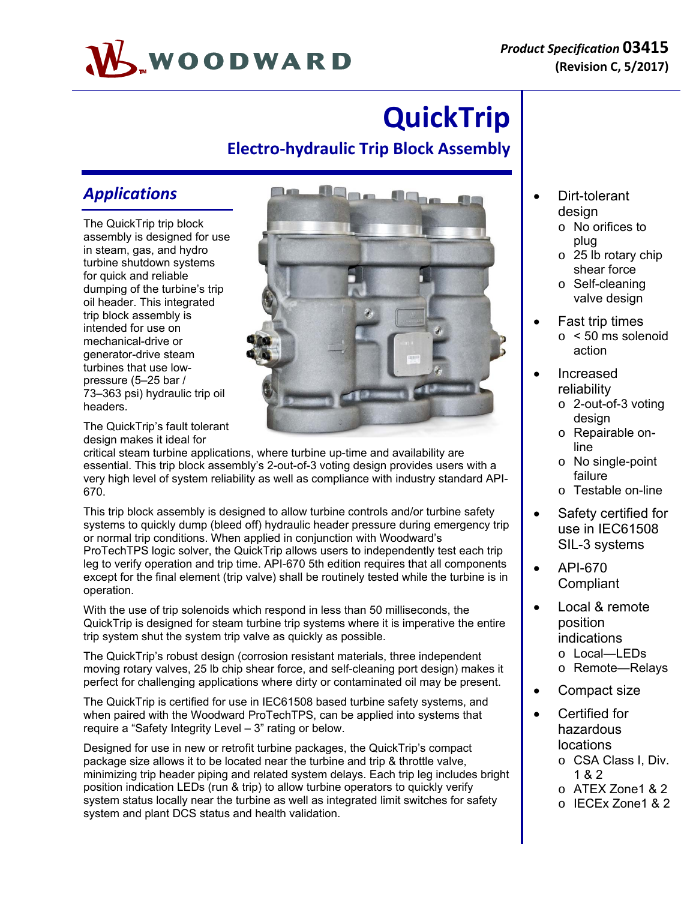Product Specification **03415**
**(Revision C, 5/2017)**

# QuickTrip

## Electro-hydraulic Trip Block Assembly

## *Applications*

The QuickTrip trip block assembly is designed for use in steam, gas, and hydro turbine shutdown systems for quick and reliable dumping of the turbine's trip oil header. This integrated trip block assembly is intended for use on mechanical-drive or generator-drive steam turbines that use low-pressure (5–25 bar / 73–363 psi) hydraulic trip oil headers.

The QuickTrip's fault tolerant design makes it ideal for critical steam turbine applications, where turbine up-time and availability are essential. This trip block assembly's 2-out-of-3 voting design provides users with a very high level of system reliability as well as compliance with industry standard API-670.

This trip block assembly is designed to allow turbine controls and/or turbine safety systems to quickly dump (bleed off) hydraulic header pressure during emergency trip or normal trip conditions. When applied in conjunction with Woodward's ProTechTPS logic solver, the QuickTrip allows users to independently test each trip leg to verify operation and trip time. API-670 5th edition requires that all components except for the final element (trip valve) shall be routinely tested while the turbine is in operation.

With the use of trip solenoids which respond in less than 50 milliseconds, the QuickTrip is designed for steam turbine trip systems where it is imperative the entire trip system shut the system trip valve as quickly as possible.

The QuickTrip's robust design (corrosion resistant materials, three independent moving rotary valves, 25 lb chip shear force, and self-cleaning port design) makes it perfect for challenging applications where dirty or contaminated oil may be present.

The QuickTrip is certified for use in IEC61508 based turbine safety systems, and when paired with the Woodward ProTechTPS, can be applied into systems that require a "Safety Integrity Level – 3" rating or below.

Designed for use in new or retrofit turbine packages, the QuickTrip's compact package size allows it to be located near the turbine and trip & throttle valve, minimizing trip header piping and related system delays. Each trip leg includes bright position indication LEDs (run & trip) to allow turbine operators to quickly verify system status locally near the turbine as well as integrated limit switches for safety system and plant DCS status and health validation.

- Dirt-tolerant design
  - No orifices to plug
  - 25 lb rotary chip shear force
  - Self-cleaning valve design
- Fast trip times
  - < 50 ms solenoid action
- Increased reliability
  - 2-out-of-3 voting design
  - Repairable on-line
  - No single-point failure
  - Testable on-line
- Safety certified for use in IEC61508 SIL-3 systems
- API-670 Compliant
- Local & remote position indications
  - Local—LEDs
  - Remote—Relays
- Compact size
- Certified for hazardous locations
  - CSA Class I, Div. 1 & 2
  - ATEX Zone1 & 2
  - IECEx Zone1 & 2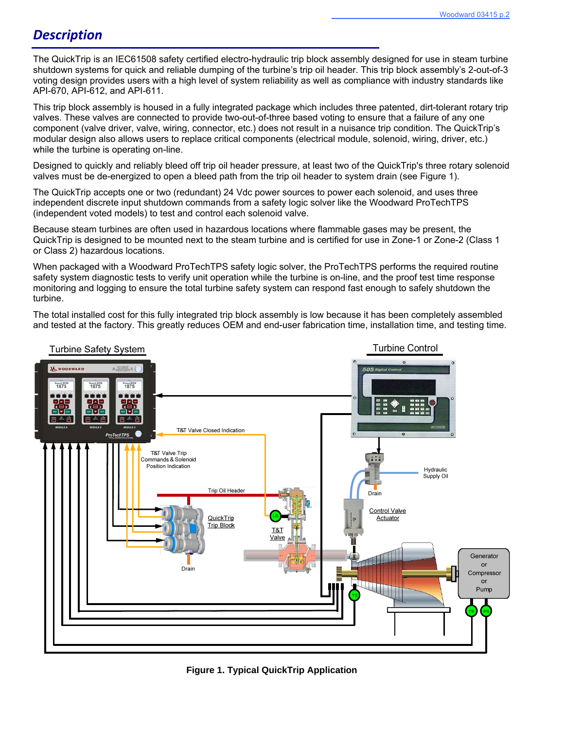## Description

The QuickTrip is an IEC61508 safety certified electro-hydraulic trip block assembly designed for use in steam turbine shutdown systems for quick and reliable dumping of the turbine's trip oil header. This trip block assembly's 2-out-of-3 voting design provides users with a high level of system reliability as well as compliance with industry standards like API-670, API-612, and API-611.

This trip block assembly is housed in a fully integrated package which includes three patented, dirt-tolerant rotary trip valves. These valves are connected to provide two-out-of-three based voting to ensure that a failure of any one component (valve driver, valve, wiring, connector, etc.) does not result in a nuisance trip condition. The QuickTrip's modular design also allows users to replace critical components (electrical module, solenoid, wiring, driver, etc.) while the turbine is operating on-line.

Designed to quickly and reliably bleed off trip oil header pressure, at least two of the QuickTrip's three rotary solenoid valves must be de-energized to open a bleed path from the trip oil header to system drain (see Figure 1).

The QuickTrip accepts one or two (redundant) 24 Vdc power sources to power each solenoid, and uses three independent discrete input shutdown commands from a safety logic solver like the Woodward ProTechTPS (independent voted models) to test and control each solenoid valve.

Because steam turbines are often used in hazardous locations where flammable gases may be present, the QuickTrip is designed to be mounted next to the steam turbine and is certified for use in Zone-1 or Zone-2 (Class 1 or Class 2) hazardous locations.

When packaged with a Woodward ProTechTPS safety logic solver, the ProTechTPS performs the required routine safety system diagnostic tests to verify unit operation while the turbine is on-line, and the proof test time response monitoring and logging to ensure the total turbine safety system can respond fast enough to safely shutdown the turbine.

The total installed cost for this fully integrated trip block assembly is low because it has been completely assembled and tested at the factory. This greatly reduces OEM and end-user fabrication time, installation time, and testing time.

Turbine Safety System

Turbine Control

T&T Valve Closed Indication

T&T Valve Trip Commands & Solenoid Position Indication

Trip Oil Header

Hydraulic Supply Oil

Drain

Control Valve Actuator

QuickTrip Trip Block

T&T Valve

Drain

Generator or Compressor or Pump

**Figure 1. Typical QuickTrip Application**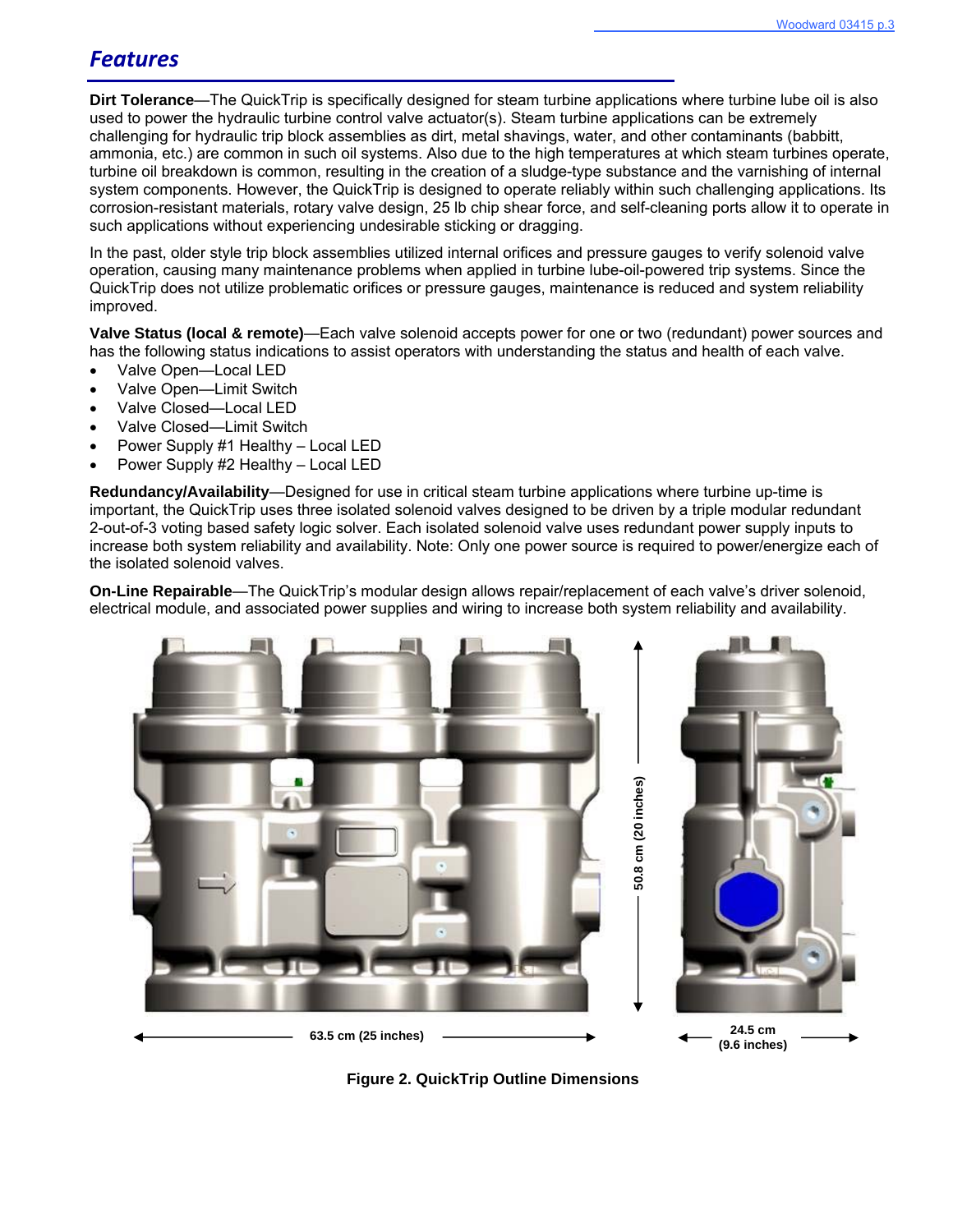## Features

**Dirt Tolerance**—The QuickTrip is specifically designed for steam turbine applications where turbine lube oil is also used to power the hydraulic turbine control valve actuator(s). Steam turbine applications can be extremely challenging for hydraulic trip block assemblies as dirt, metal shavings, water, and other contaminants (babbitt, ammonia, etc.) are common in such oil systems. Also due to the high temperatures at which steam turbines operate, turbine oil breakdown is common, resulting in the creation of a sludge-type substance and the varnishing of internal system components. However, the QuickTrip is designed to operate reliably within such challenging applications. Its corrosion-resistant materials, rotary valve design, 25 lb chip shear force, and self-cleaning ports allow it to operate in such applications without experiencing undesirable sticking or dragging.

In the past, older style trip block assemblies utilized internal orifices and pressure gauges to verify solenoid valve operation, causing many maintenance problems when applied in turbine lube-oil-powered trip systems. Since the QuickTrip does not utilize problematic orifices or pressure gauges, maintenance is reduced and system reliability improved.

**Valve Status (local & remote)**—Each valve solenoid accepts power for one or two (redundant) power sources and has the following status indications to assist operators with understanding the status and health of each valve.

- Valve Open—Local LED
- Valve Open—Limit Switch
- Valve Closed—Local LED
- Valve Closed—Limit Switch
- Power Supply #1 Healthy – Local LED
- Power Supply #2 Healthy – Local LED

**Redundancy/Availability**—Designed for use in critical steam turbine applications where turbine up-time is important, the QuickTrip uses three isolated solenoid valves designed to be driven by a triple modular redundant 2-out-of-3 voting based safety logic solver. Each isolated solenoid valve uses redundant power supply inputs to increase both system reliability and availability. Note: Only one power source is required to power/energize each of the isolated solenoid valves.

**On-Line Repairable**—The QuickTrip's modular design allows repair/replacement of each valve's driver solenoid, electrical module, and associated power supplies and wiring to increase both system reliability and availability.

63.5 cm (25 inches) — 50.8 cm (20 inches) — 24.5 cm (9.6 inches)

**Figure 2. QuickTrip Outline Dimensions**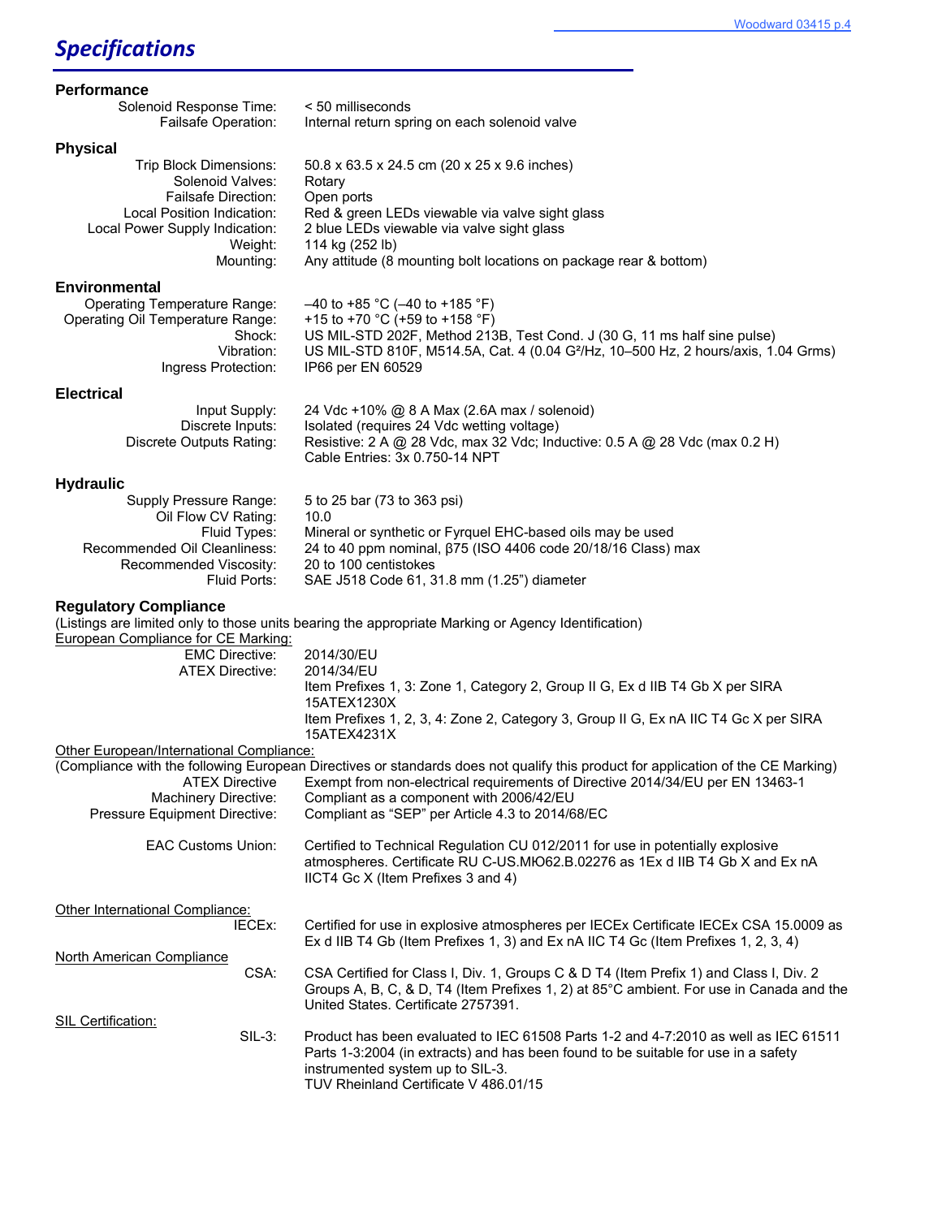## Specifications

### Performance

| | |
|---|---|
| Solenoid Response Time: | < 50 milliseconds |
| Failsafe Operation: | Internal return spring on each solenoid valve |

### Physical

| | |
|---|---|
| Trip Block Dimensions: | 50.8 x 63.5 x 24.5 cm (20 x 25 x 9.6 inches) |
| Solenoid Valves: | Rotary |
| Failsafe Direction: | Open ports |
| Local Position Indication: | Red & green LEDs viewable via valve sight glass |
| Local Power Supply Indication: | 2 blue LEDs viewable via valve sight glass |
| Weight: | 114 kg (252 lb) |
| Mounting: | Any attitude (8 mounting bolt locations on package rear & bottom) |

### Environmental

| | |
|---|---|
| Operating Temperature Range: | –40 to +85 °C (–40 to +185 °F) |
| Operating Oil Temperature Range: | +15 to +70 °C (+59 to +158 °F) |
| Shock: | US MIL-STD 202F, Method 213B, Test Cond. J (30 G, 11 ms half sine pulse) |
| Vibration: | US MIL-STD 810F, M514.5A, Cat. 4 (0.04 $G^2$/Hz, 10–500 Hz, 2 hours/axis, 1.04 Grms) |
| Ingress Protection: | IP66 per EN 60529 |

### Electrical

| | |
|---|---|
| Input Supply: | 24 Vdc +10% @ 8 A Max (2.6A max / solenoid) |
| Discrete Inputs: | Isolated (requires 24 Vdc wetting voltage) |
| Discrete Outputs Rating: | Resistive: 2 A @ 28 Vdc, max 32 Vdc; Inductive: 0.5 A @ 28 Vdc (max 0.2 H)<br>Cable Entries: 3x 0.750-14 NPT |

### Hydraulic

| | |
|---|---|
| Supply Pressure Range: | 5 to 25 bar (73 to 363 psi) |
| Oil Flow CV Rating: | 10.0 |
| Fluid Types: | Mineral or synthetic or Fyrquel EHC-based oils may be used |
| Recommended Oil Cleanliness: | 24 to 40 ppm nominal, β75 (ISO 4406 code 20/18/16 Class) max |
| Recommended Viscosity: | 20 to 100 centistokes |
| Fluid Ports: | SAE J518 Code 61, 31.8 mm (1.25") diameter |

### Regulatory Compliance

(Listings are limited only to those units bearing the appropriate Marking or Agency Identification)

European Compliance for CE Marking:

| | |
|---|---|
| EMC Directive: | 2014/30/EU |
| ATEX Directive: | 2014/34/EU<br>Item Prefixes 1, 3: Zone 1, Category 2, Group II G, Ex d IIB T4 Gb X per SIRA 15ATEX1230X<br>Item Prefixes 1, 2, 3, 4: Zone 2, Category 3, Group II G, Ex nA IIC T4 Gc X per SIRA 15ATEX4231X |

Other European/International Compliance:

(Compliance with the following European Directives or standards does not qualify this product for application of the CE Marking)

| | |
|---|---|
| ATEX Directive | Exempt from non-electrical requirements of Directive 2014/34/EU per EN 13463-1 |
| Machinery Directive: | Compliant as a component with 2006/42/EU |
| Pressure Equipment Directive: | Compliant as "SEP" per Article 4.3 to 2014/68/EC |
| EAC Customs Union: | Certified to Technical Regulation CU 012/2011 for use in potentially explosive atmospheres. Certificate RU C-US.MЮ62.B.02276 as 1Ex d IIB T4 Gb X and Ex nA IICT4 Gc X (Item Prefixes 3 and 4) |

Other International Compliance:

| | |
|---|---|
| IECEx: | Certified for use in explosive atmospheres per IECEx Certificate IECEx CSA 15.0009 as Ex d IIB T4 Gb (Item Prefixes 1, 3) and Ex nA IIC T4 Gc (Item Prefixes 1, 2, 3, 4) |

North American Compliance

| | |
|---|---|
| CSA: | CSA Certified for Class I, Div. 1, Groups C & D T4 (Item Prefix 1) and Class I, Div. 2 Groups A, B, C, & D, T4 (Item Prefixes 1, 2) at 85°C ambient. For use in Canada and the United States. Certificate 2757391. |

SIL Certification:

| | |
|---|---|
| SIL-3: | Product has been evaluated to IEC 61508 Parts 1-2 and 4-7:2010 as well as IEC 61511 Parts 1-3:2004 (in extracts) and has been found to be suitable for use in a safety instrumented system up to SIL-3.<br>TUV Rheinland Certificate V 486.01/15 |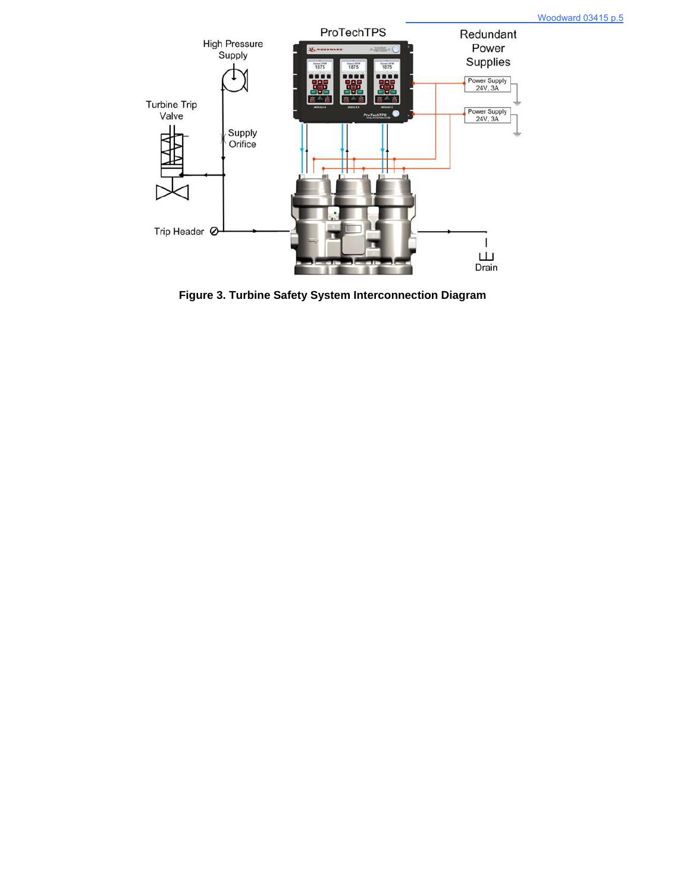**Figure 3. Turbine Safety System Interconnection Diagram**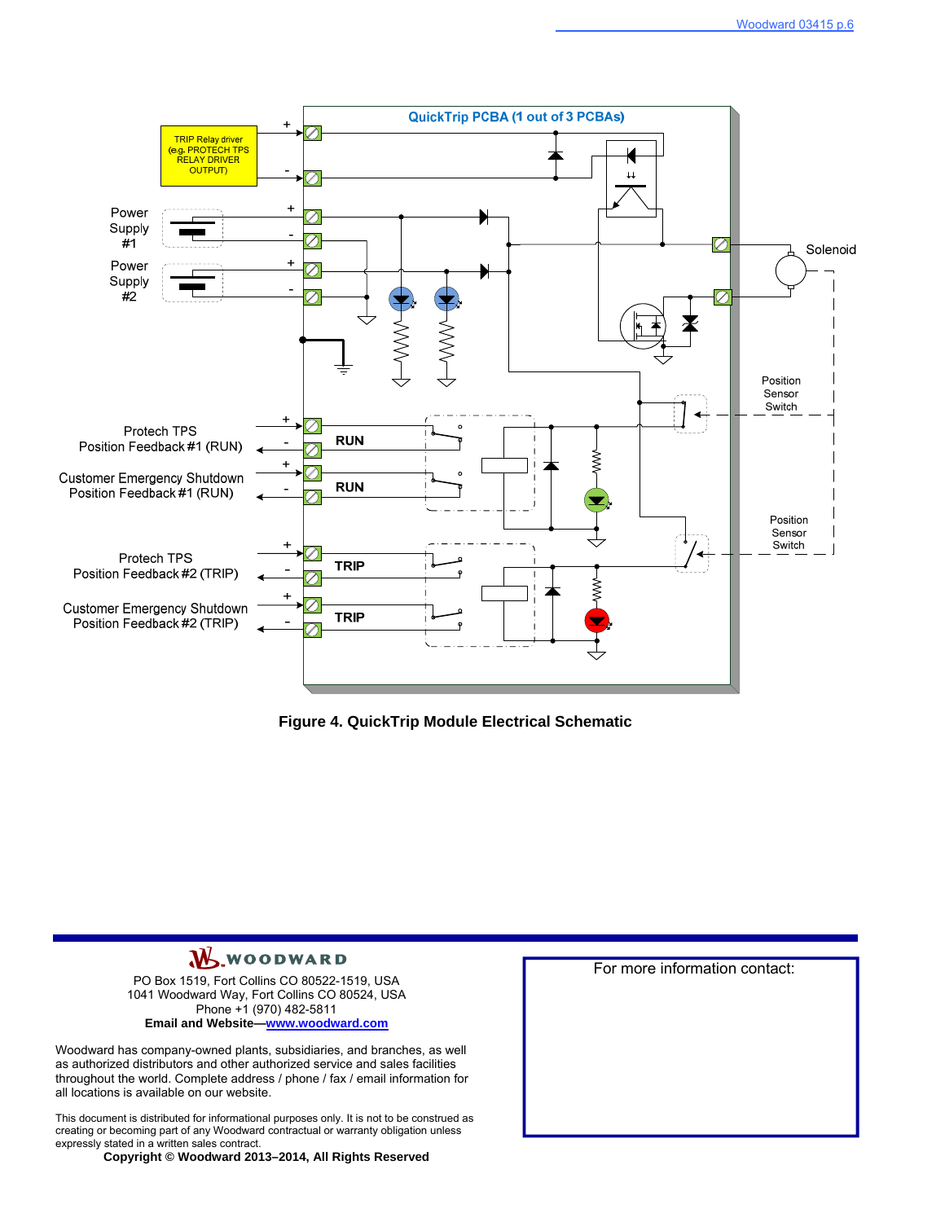QuickTrip PCBA (1 out of 3 PCBAs)

TRIP Relay driver (e.g. PROTECH TPS RELAY DRIVER OUTPUT)

Power Supply #1

Power Supply #2

Solenoid

Position Sensor Switch

Protech TPS Position Feedback #1 (RUN)

Customer Emergency Shutdown Position Feedback #1 (RUN)

Protech TPS Position Feedback #2 (TRIP)

Customer Emergency Shutdown Position Feedback #2 (TRIP)

RUN

RUN

TRIP

TRIP

Position Sensor Switch

**Figure 4. QuickTrip Module Electrical Schematic**

WOODWARD

PO Box 1519, Fort Collins CO 80522-1519, USA
1041 Woodward Way, Fort Collins CO 80524, USA
Phone +1 (970) 482-5811
**Email and Website—www.woodward.com**

Woodward has company-owned plants, subsidiaries, and branches, as well as authorized distributors and other authorized service and sales facilities throughout the world. Complete address / phone / fax / email information for all locations is available on our website.

This document is distributed for informational purposes only. It is not to be construed as creating or becoming part of any Woodward contractual or warranty obligation unless expressly stated in a written sales contract.

**Copyright © Woodward 2013–2014, All Rights Reserved**

For more information contact: